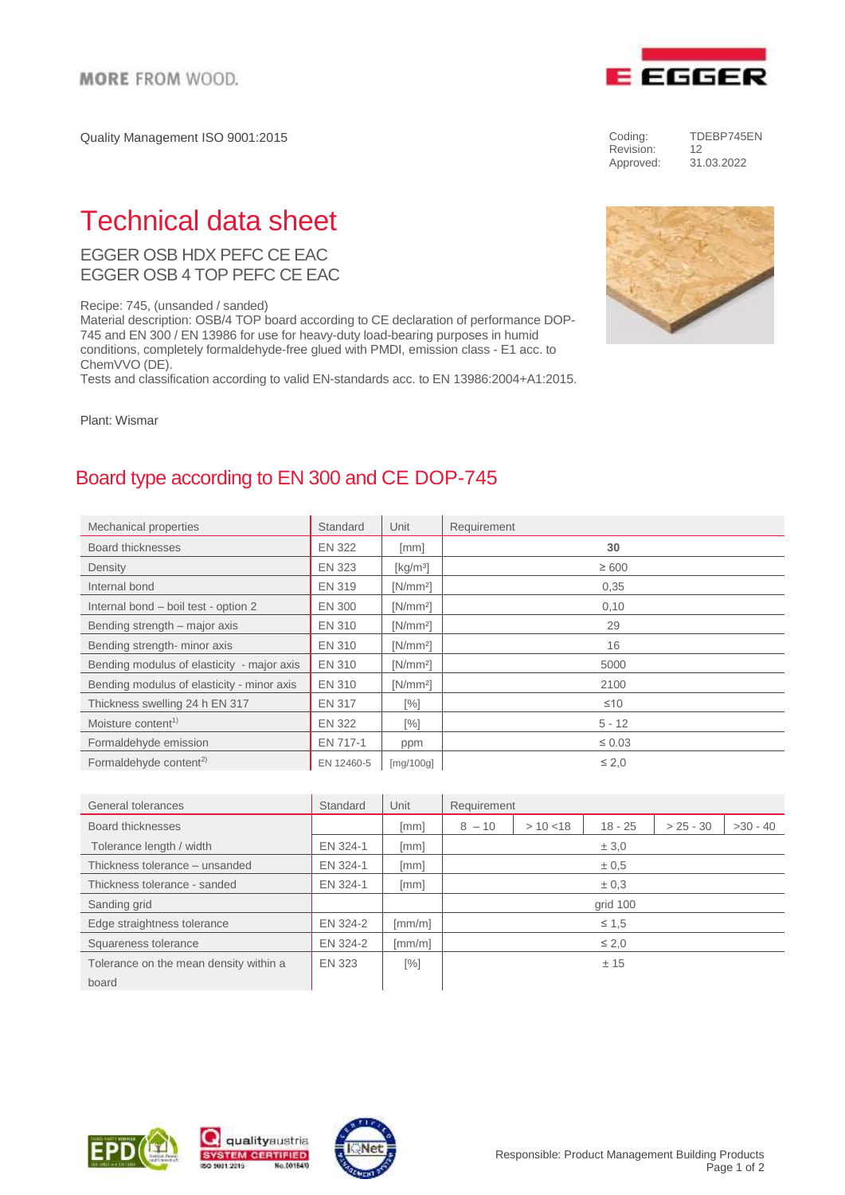MORE FROM WOOD.

Quality Management ISO 9001:2015

Coding: TDEBP745EN
Revision: 12
Approved: 31.03.2022

# Technical data sheet

## EGGER OSB HDX PEFC CE EAC
## EGGER OSB 4 TOP PEFC CE EAC

Recipe: 745, (unsanded / sanded)
Material description: OSB/4 TOP board according to CE declaration of performance DOP-745 and EN 300 / EN 13986 for use for heavy-duty load-bearing purposes in humid conditions, completely formaldehyde-free glued with PMDI, emission class - E1 acc. to ChemVVO (DE).
Tests and classification according to valid EN-standards acc. to EN 13986:2004+A1:2015.

Plant: Wismar

## Board type according to EN 300 and CE DOP-745

| Mechanical properties | Standard | Unit | Requirement |
|---|---|---|---|
| Board thicknesses | EN 322 | [mm] | **30** |
| Density | EN 323 | [kg/m³] | ≥ 600 |
| Internal bond | EN 319 | [N/mm²] | 0,35 |
| Internal bond – boil test - option 2 | EN 300 | [N/mm²] | 0,10 |
| Bending strength – major axis | EN 310 | [N/mm²] | 29 |
| Bending strength- minor axis | EN 310 | [N/mm²] | 16 |
| Bending modulus of elasticity - major axis | EN 310 | [N/mm²] | 5000 |
| Bending modulus of elasticity - minor axis | EN 310 | [N/mm²] | 2100 |
| Thickness swelling 24 h EN 317 | EN 317 | [%] | ≤10 |
| Moisture content[1)] | EN 322 | [%] | 5 - 12 |
| Formaldehyde emission | EN 717-1 | ppm | ≤ 0.03 |
| Formaldehyde content[2)] | EN 12460-5 | [mg/100g] | ≤ 2,0 |

| General tolerances | Standard | Unit | Requirement | | | | |
|---|---|---|---|---|---|---|---|
| Board thicknesses | | [mm] | 8 – 10 | > 10 <18 | 18 - 25 | > 25 - 30 | >30 - 40 |
| Tolerance length / width | EN 324-1 | [mm] | ± 3,0 | | | | |
| Thickness tolerance – unsanded | EN 324-1 | [mm] | ± 0,5 | | | | |
| Thickness tolerance - sanded | EN 324-1 | [mm] | ± 0,3 | | | | |
| Sanding grid | | | grid 100 | | | | |
| Edge straightness tolerance | EN 324-2 | [mm/m] | ≤ 1,5 | | | | |
| Squareness tolerance | EN 324-2 | [mm/m] | ≤ 2,0 | | | | |
| Tolerance on the mean density within a board | EN 323 | [%] | ± 15 | | | | |

Responsible: Product Management Building Products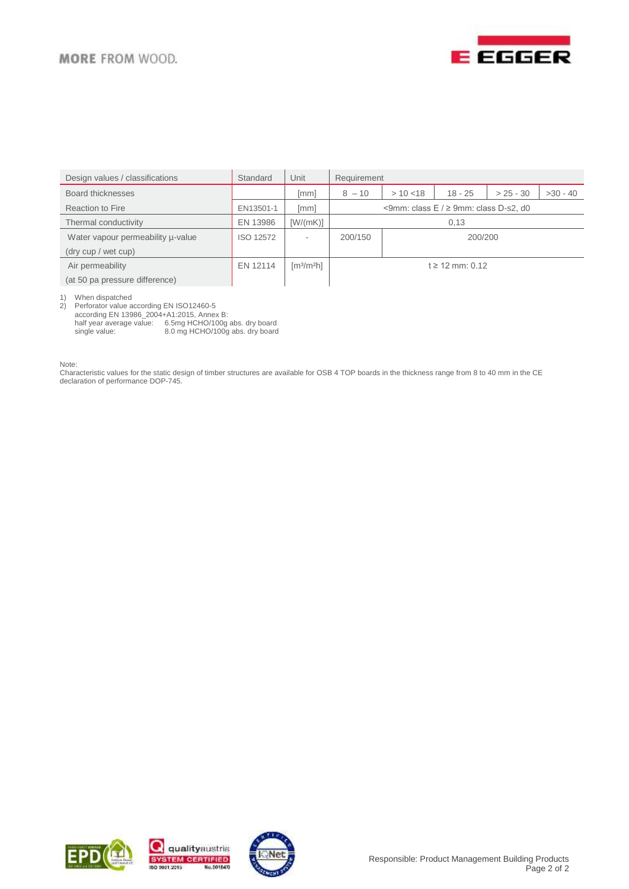| Design values / classifications | Standard | Unit | Requirement | | | | |
|---|---|---|---|---|---|---|---|
| Board thicknesses | | [mm] | 8 – 10 | > 10 <18 | 18 - 25 | > 25 - 30 | >30 - 40 |
| Reaction to Fire | EN13501-1 | [mm] | <9mm: class E / ≥ 9mm: class D-s2, d0 | | | | |
| Thermal conductivity | EN 13986 | [W/(mK)] | 0,13 | | | | |
| Water vapour permeability µ-value (dry cup / wet cup) | ISO 12572 | - | 200/150 | 200/200 | | | |
| Air permeability (at 50 pa pressure difference) | EN 12114 | [m³/m²h] | t ≥ 12 mm: 0.12 | | | | |

1) When dispatched
2) Perforator value according EN ISO12460-5
   according EN 13986_2004+A1:2015, Annex B:
   half year average value: 6.5mg HCHO/100g abs. dry board
   single value: 8.0 mg HCHO/100g abs. dry board

Note:
Characteristic values for the static design of timber structures are available for OSB 4 TOP boards in the thickness range from 8 to 40 mm in the CE declaration of performance DOP-745.

Responsible: Product Management Building Products